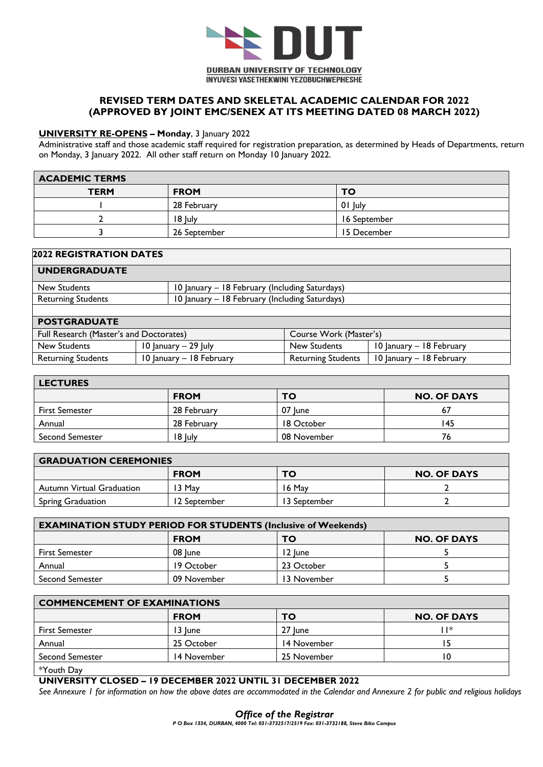DURBAN UNIVERSITY OF TECHNOLOGY

INYUVESI YASETHEKWINI YEZOBUCHWEPHESHE

## REVISED TERM DATES AND SKELETAL ACADEMIC CALENDAR FOR 2022 (APPROVED BY JOINT EMC/SENEX AT ITS MEETING DATED 08 MARCH 2022)

**UNIVERSITY RE-OPENS – Monday**, 3 January 2022

Administrative staff and those academic staff required for registration preparation, as determined by Heads of Departments, return on Monday, 3 January 2022. All other staff return on Monday 10 January 2022.

| ACADEMIC TERMS | | |
|---|---|---|
| **TERM** | **FROM** | **TO** |
| 1 | 28 February | 01 July |
| 2 | 18 July | 16 September |
| 3 | 26 September | 15 December |

| 2022 REGISTRATION DATES | | | |
|---|---|---|---|
| **UNDERGRADUATE** | | | |
| New Students | 10 January – 18 February (Including Saturdays) | | |
| Returning Students | 10 January – 18 February (Including Saturdays) | | |
| **POSTGRADUATE** | | | |
| Full Research (Master's and Doctorates) | | Course Work (Master's) | |
| New Students | 10 January – 29 July | New Students | 10 January – 18 February |
| Returning Students | 10 January – 18 February | Returning Students | 10 January – 18 February |

| LECTURES | | | |
|---|---|---|---|
| | **FROM** | **TO** | **NO. OF DAYS** |
| First Semester | 28 February | 07 June | 67 |
| Annual | 28 February | 18 October | 145 |
| Second Semester | 18 July | 08 November | 76 |

| GRADUATION CEREMONIES | | | |
|---|---|---|---|
| | **FROM** | **TO** | **NO. OF DAYS** |
| Autumn Virtual Graduation | 13 May | 16 May | 2 |
| Spring Graduation | 12 September | 13 September | 2 |

| EXAMINATION STUDY PERIOD FOR STUDENTS (Inclusive of Weekends) | | | |
|---|---|---|---|
| | **FROM** | **TO** | **NO. OF DAYS** |
| First Semester | 08 June | 12 June | 5 |
| Annual | 19 October | 23 October | 5 |
| Second Semester | 09 November | 13 November | 5 |

| COMMENCEMENT OF EXAMINATIONS | | | |
|---|---|---|---|
| | **FROM** | **TO** | **NO. OF DAYS** |
| First Semester | 13 June | 27 June | 11* |
| Annual | 25 October | 14 November | 15 |
| Second Semester | 14 November | 25 November | 10 |

*Youth Day

**UNIVERSITY CLOSED – 19 DECEMBER 2022 UNTIL 31 DECEMBER 2022**

*See Annexure 1 for information on how the above dates are accommodated in the Calendar and Annexure 2 for public and religious holidays*

***Office of the Registrar***

*P O Box 1334, DURBAN, 4000 Tel: 031-3732517/2519 Fax: 031-3732188, Steve Biko Campus*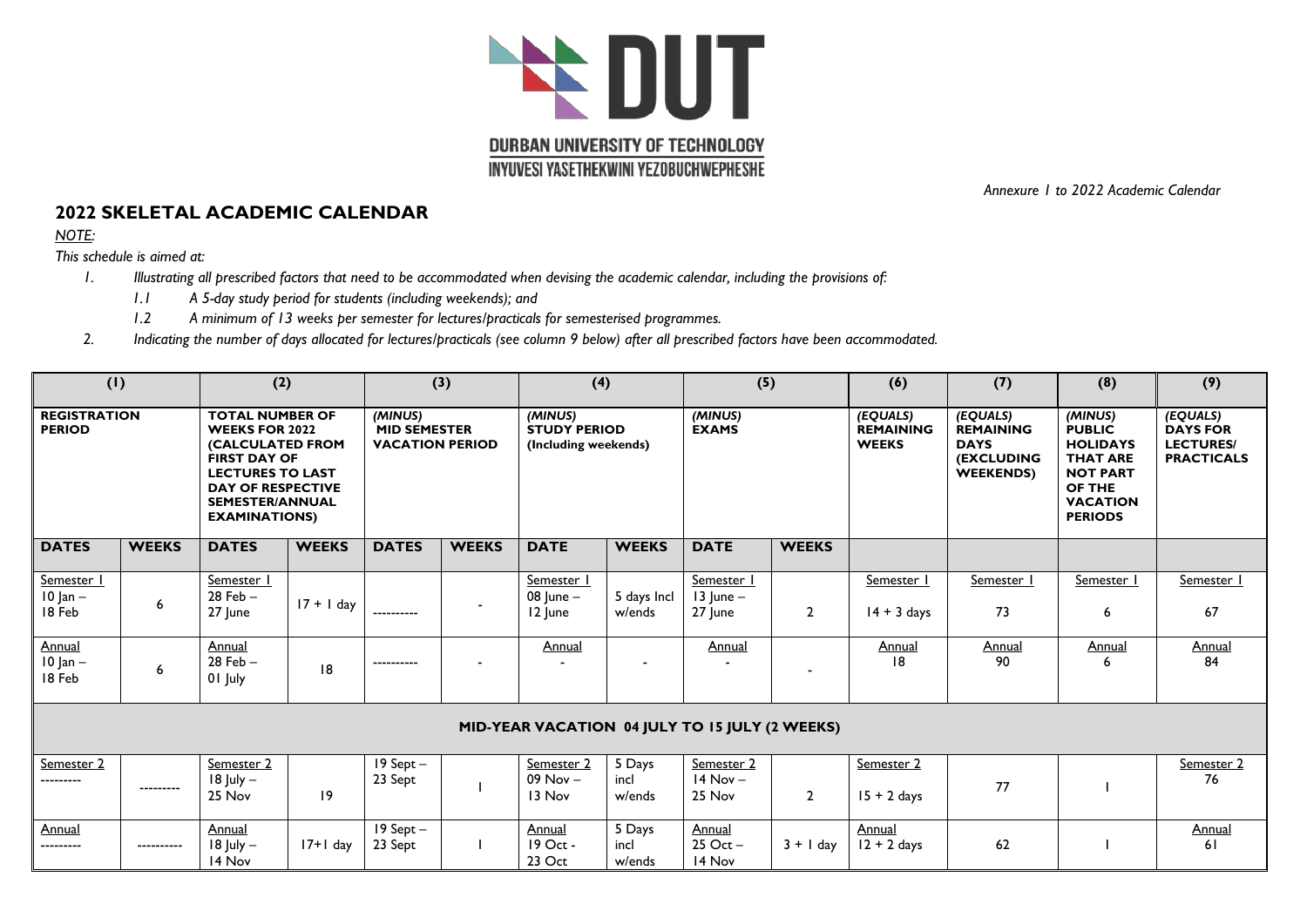DURBAN UNIVERSITY OF TECHNOLOGY

INYUVESI YASETHEKWINI YEZOBUCHWEPHESHE

*Annexure 1 to 2022 Academic Calendar*

## 2022 SKELETAL ACADEMIC CALENDAR

*NOTE:*

*This schedule is aimed at:*

1. *Illustrating all prescribed factors that need to be accommodated when devising the academic calendar, including the provisions of:*
   - 1.1 *A 5-day study period for students (including weekends); and*
   - 1.2 *A minimum of 13 weeks per semester for lectures/practicals for semesterised programmes.*
2. *Indicating the number of days allocated for lectures/practicals (see column 9 below) after all prescribed factors have been accommodated.*

| (1) | | (2) | | (3) | | (4) | | (5) | | (6) | (7) | (8) | (9) |
|---|---|---|---|---|---|---|---|---|---|---|---|---|---|
| **REGISTRATION PERIOD** | | **TOTAL NUMBER OF WEEKS FOR 2022 (CALCULATED FROM FIRST DAY OF LECTURES TO LAST DAY OF RESPECTIVE SEMESTER/ANNUAL EXAMINATIONS)** | | ***(MINUS)* MID SEMESTER VACATION PERIOD** | | ***(MINUS)* STUDY PERIOD (Including weekends)** | | ***(MINUS)* EXAMS** | | ***(EQUALS)* REMAINING WEEKS** | ***(EQUALS)* REMAINING DAYS (EXCLUDING WEEKENDS)** | ***(MINUS)* PUBLIC HOLIDAYS THAT ARE NOT PART OF THE VACATION PERIODS** | ***(EQUALS)* DAYS FOR LECTURES/ PRACTICALS** |
| **DATES** | **WEEKS** | **DATES** | **WEEKS** | **DATES** | **WEEKS** | **DATE** | **WEEKS** | **DATE** | **WEEKS** | | | | |
| Semester 1 10 Jan – 18 Feb | 6 | Semester 1 28 Feb – 27 June | 17 + 1 day | ---------- | - | Semester 1 08 June – 12 June | 5 days Incl w/ends | Semester 1 13 June – 27 June | 2 | Semester 1 14 + 3 days | Semester 1 73 | Semester 1 6 | Semester 1 67 |
| Annual 10 Jan – 18 Feb | 6 | Annual 28 Feb – 01 July | 18 | ---------- | - | Annual - | - | Annual - | - | Annual 18 | Annual 90 | Annual 6 | Annual 84 |
| **MID-YEAR VACATION 04 JULY TO 15 JULY (2 WEEKS)** | | | | | | | | | | | | | |
| Semester 2 --------- | --------- | Semester 2 18 July – 25 Nov | 19 | 19 Sept – 23 Sept | 1 | Semester 2 09 Nov – 13 Nov | 5 Days incl w/ends | Semester 2 14 Nov – 25 Nov | 2 | Semester 2 15 + 2 days | 77 | 1 | Semester 2 76 |
| Annual --------- | ---------- | Annual 18 July – 14 Nov | 17+1 day | 19 Sept – 23 Sept | 1 | Annual 19 Oct - 23 Oct | 5 Days incl w/ends | Annual 25 Oct – 14 Nov | 3 + 1 day | Annual 12 + 2 days | 62 | 1 | Annual 61 |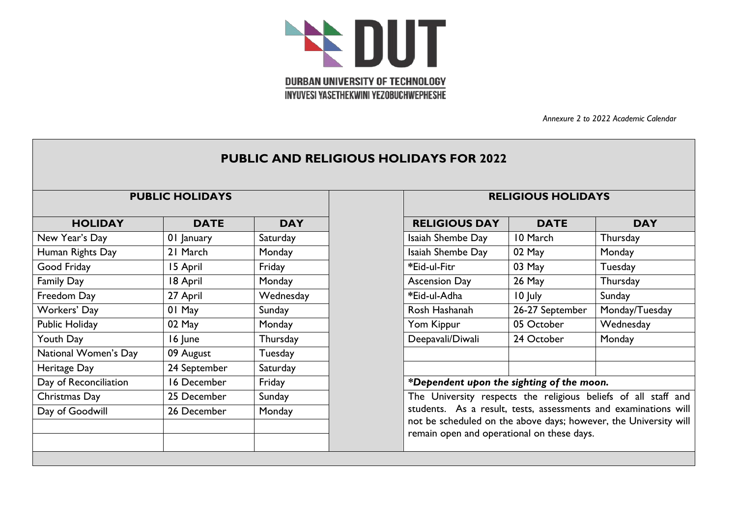DURBAN UNIVERSITY OF TECHNOLOGY

INYUVESI YASETHEKWINI YEZOBUCHWEPHESHE

*Annexure 2 to 2022 Academic Calendar*

# PUBLIC AND RELIGIOUS HOLIDAYS FOR 2022

## PUBLIC HOLIDAYS

| HOLIDAY | DATE | DAY |
|---|---|---|
| New Year's Day | 01 January | Saturday |
| Human Rights Day | 21 March | Monday |
| Good Friday | 15 April | Friday |
| Family Day | 18 April | Monday |
| Freedom Day | 27 April | Wednesday |
| Workers' Day | 01 May | Sunday |
| Public Holiday | 02 May | Monday |
| Youth Day | 16 June | Thursday |
| National Women's Day | 09 August | Tuesday |
| Heritage Day | 24 September | Saturday |
| Day of Reconciliation | 16 December | Friday |
| Christmas Day | 25 December | Sunday |
| Day of Goodwill | 26 December | Monday |

## RELIGIOUS HOLIDAYS

| RELIGIOUS DAY | DATE | DAY |
|---|---|---|
| Isaiah Shembe Day | 10 March | Thursday |
| Isaiah Shembe Day | 02 May | Monday |
| *Eid-ul-Fitr | 03 May | Tuesday |
| Ascension Day | 26 May | Thursday |
| *Eid-ul-Adha | 10 July | Sunday |
| Rosh Hashanah | 26-27 September | Monday/Tuesday |
| Yom Kippur | 05 October | Wednesday |
| Deepavali/Diwali | 24 October | Monday |

***Dependent upon the sighting of the moon.***

The University respects the religious beliefs of all staff and students. As a result, tests, assessments and examinations will not be scheduled on the above days; however, the University will remain open and operational on these days.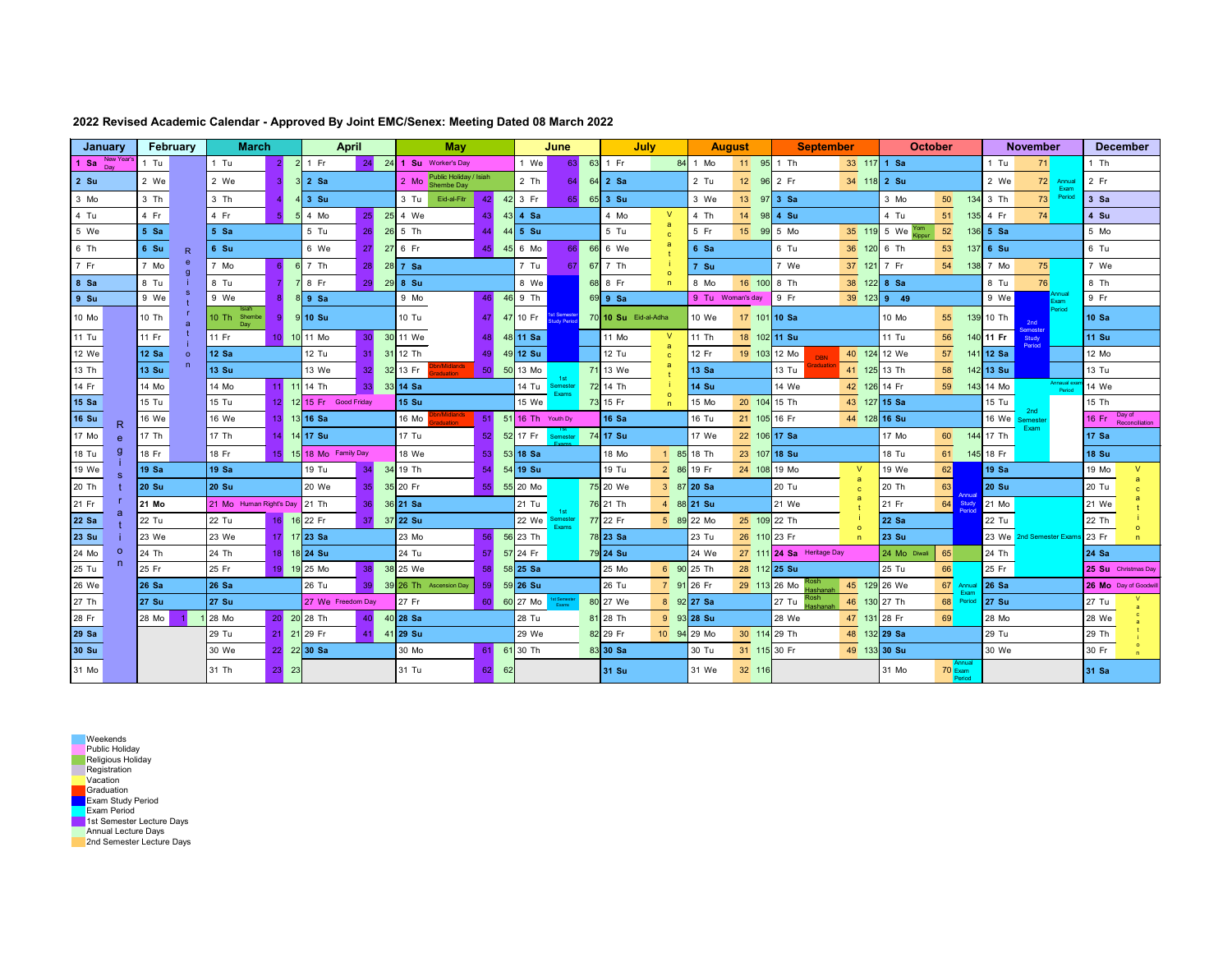## 2022 Revised Academic Calendar - Approved By Joint EMC/Senex: Meeting Dated 08 March 2022

| January | February | March | April | May | June | July | August | September | October | November | December |
|---|---|---|---|---|---|---|---|---|---|---|---|
| 1 Sa New Year's Day | 1 Tu | 1 Tu 2 2 | 1 Fr 24 24 | 1 Su Worker's Day | 1 We 63 63 | 1 Fr 84 | 1 Mo 11 95 | 1 Th 33 117 | 1 Sa | 1 Tu 71 | 1 Th |
| 2 Su | 2 We | 2 We 3 3 | 2 Sa | 2 Mo Public Holiday / Isiah Shembe Day | 2 Th 64 64 | 2 Sa | 2 Tu 12 96 | 2 Fr 34 118 | 2 Su | 2 We 72 Annual Exam Period | 2 Fr |
| 3 Mo | 3 Th | 3 Th 4 4 | 3 Su | 3 Tu Eid-al-Fitr 42 42 | 3 Fr 65 65 | 3 Su | 3 We 13 97 | 3 Sa | 3 Mo 50 134 | 3 Th 73 | 3 Sa |
| 4 Tu | 4 Fr | 4 Fr 5 5 | 4 Mo 25 25 | 4 We 43 43 | 4 Sa | 4 Mo Vacation | 4 Th 14 98 | 4 Su | 4 Tu 51 135 | 4 Fr 74 | 4 Su |
| 5 We | 5 Sa | 5 Sa | 5 Tu 26 26 | 5 Th 44 44 | 5 Su | 5 Tu | 5 Fr 15 99 | 5 Mo 35 119 | 5 We Yom Kippur 52 136 | 5 Sa | 5 Mo |
| 6 Th | 6 Su Registration | 6 Su | 6 We 27 27 | 6 Fr 45 45 | 6 Mo 66 66 | 6 We | 6 Sa | 6 Tu 36 120 | 6 Th 53 137 | 6 Su | 6 Tu |
| 7 Fr | 7 Mo | 7 Mo 6 6 | 7 Th 28 28 | 7 Sa | 7 Tu 67 67 | 7 Th | 7 Su | 7 We 37 121 | 7 Fr 54 138 | 7 Mo 75 | 7 We |
| 8 Sa | 8 Tu | 8 Tu 7 7 | 8 Fr 29 29 | 8 Su | 8 We 68 | 8 Fr | 8 Mo 16 100 | 8 Th 38 122 | 8 Sa | 8 Tu 76 | 8 Th |
| 9 Su | 9 We | 9 We 8 8 | 9 Sa | 9 Mo 46 46 | 9 Th 69 | 9 Sa | 9 Tu Woman's day | 9 Fr 39 123 | 9 49 | 9 We Annual Exam Period | 9 Fr |
| 10 Mo | 10 Th | 10 Th Isiah Shembe Day 9 9 | 10 Su | 10 Tu 47 47 | 10 Fr 1st Semester Study Period 70 | 10 Su Eid-al-Adha | 10 We 17 101 | 10 Sa | 10 Mo 55 139 | 10 Th 2nd Semester Study Period | 10 Sa |
| 11 Tu | 11 Fr | 11 Fr 10 10 | 11 Mo 30 30 | 11 We 48 48 | 11 Sa | 11 Mo Vacation | 11 Th 18 102 | 11 Su | 11 Tu 56 140 | 11 Fr | 11 Su |
| 12 We | 12 Sa | 12 Sa | 12 Tu 31 31 | 12 Th 49 49 | 12 Su | 12 Tu | 12 Fr 19 103 | 12 Mo DBN Graduation 40 124 | 12 We 57 141 | 12 Sa | 12 Mo |
| 13 Th | 13 Su | 13 Su | 13 We 32 32 | 13 Fr Dbn/Midlands Graduation 50 50 | 13 Mo 71 | 13 We | 13 Sa | 13 Tu 41 125 | 13 Th 58 142 | 13 Su | 13 Tu |
| 14 Fr | 14 Mo | 14 Mo 11 11 | 14 Th 33 33 | 14 Sa | 14 Tu 1st Semester Exams 72 | 14 Th | 14 Su | 14 We 42 126 | 14 Fr 59 143 | 14 Mo Annual exam Period | 14 We |
| 15 Sa | 15 Tu | 15 Tu 12 12 | 15 Fr Good Friday | 15 Su | 15 We 73 | 15 Fr | 15 Mo 20 104 | 15 Th 43 127 | 15 Sa | 15 Tu | 15 Th |
| 16 Su Registration | 16 We | 16 We 13 13 | 16 Sa | 16 Mo Dbn/Midlands Graduation 51 51 | 16 Th Youth Dy | 16 Sa | 16 Tu 21 105 | 16 Fr 44 128 | 16 Su | 16 We 2nd Semester Exam | 16 Fr Day of Reconciliation |
| 17 Mo | 17 Th | 17 Th 14 14 | 17 Su | 17 Tu 52 52 | 17 Fr 1st Semester Exams 74 | 17 Su | 17 We 22 106 | 17 Sa | 17 Mo 60 144 | 17 Th | 17 Sa |
| 18 Tu | 18 Fr | 18 Fr 15 15 | 18 Mo Family Day | 18 We 53 53 | 18 Sa | 18 Mo 1 85 | 18 Th 23 107 | 18 Su | 18 Tu 61 145 | 18 Fr | 18 Su |
| 19 We | 19 Sa | 19 Sa | 19 Tu 34 34 | 19 Th 54 54 | 19 Su | 19 Tu 2 86 | 19 Fr 24 108 | 19 Mo Vacation | 19 We 62 | 19 Sa | 19 Mo Vacation |
| 20 Th | 20 Su | 20 Su | 20 We 35 35 | 20 Fr 55 55 | 20 Mo 75 | 20 We 3 87 | 20 Sa | 20 Tu | 20 Th 63 Annual Study Period | 20 Su | 20 Tu |
| 21 Fr | 21 Mo | 21 Mo Human Right's Day | 21 Th 36 36 | 21 Sa | 21 Tu 76 | 21 Th 4 88 | 21 Su | 21 We | 21 Fr 64 | 21 Mo | 21 We |
| 22 Sa | 22 Tu | 22 Tu 16 16 | 22 Fr 37 37 | 22 Su | 22 We 1st Semester Exams 77 | 22 Fr 5 89 | 22 Mo 25 109 | 22 Th | 22 Sa | 22 Tu | 22 Th |
| 23 Su | 23 We | 23 We 17 17 | 23 Sa | 23 Mo 56 56 | 23 Th 78 | 23 Sa | 23 Tu 26 110 | 23 Fr | 23 Su | 23 We 2nd Semester Exams | 23 Fr |
| 24 Mo | 24 Th | 24 Th 18 18 | 24 Su | 24 Tu 57 57 | 24 Fr 79 | 24 Su | 24 We 27 111 | 24 Sa Heritage Day | 24 Mo Diwali 65 | 24 Th | 24 Sa |
| 25 Tu | 25 Fr | 25 Fr 19 19 | 25 Mo 38 38 | 25 We 58 58 | 25 Sa | 25 Mo 6 90 | 25 Th 28 112 | 25 Su | 25 Tu 66 | 25 Fr | 25 Su Christmas Day |
| 26 We | 26 Sa | 26 Sa | 26 Tu 39 39 | 26 Th Ascension Day 59 59 | 26 Su | 26 Tu 7 91 | 26 Fr 29 113 | 26 Mo Rosh Hashanah 45 129 | 26 We 67 Annual Exam Period | 26 Sa | 26 Mo Day of Goodwill |
| 27 Th | 27 Su | 27 Su | 27 We Freedom Day | 27 Fr 60 60 | 27 Mo 1st Semester Exams 80 | 27 We 8 92 | 27 Sa | 27 Tu Rosh Hashanah 46 130 | 27 Th 68 | 27 Su | 27 Tu Vacation |
| 28 Fr | 28 Mo 1 1 | 28 Mo 20 20 | 28 Th 40 40 | 28 Sa | 28 Tu 81 | 28 Th 9 93 | 28 Su | 28 We 47 131 | 28 Fr 69 | 28 Mo | 28 We |
| 29 Sa | | 29 Tu 21 21 | 29 Fr 41 41 | 29 Su | 29 We 82 | 29 Fr 10 94 | 29 Mo 30 114 | 29 Th 48 132 | 29 Sa | 29 Tu | 29 Th |
| 30 Su | | 30 We 22 22 | 30 Sa | 30 Mo 61 61 | 30 Th 83 | 30 Sa | 30 Tu 31 115 | 30 Fr 49 133 | 30 Su | 30 We | 30 Fr |
| 31 Mo | | 31 Th 23 23 | | 31 Tu 62 62 | | 31 Su | 31 We 32 116 | | 31 Mo 70 Annual Exam Period | | 31 Sa |

- Weekends
- Public Holiday
- Religious Holiday
- Registration
- Vacation
- Graduation
- Exam Study Period
- Exam Period
- 1st Semester Lecture Days
- Annual Lecture Days
- 2nd Semester Lecture Days